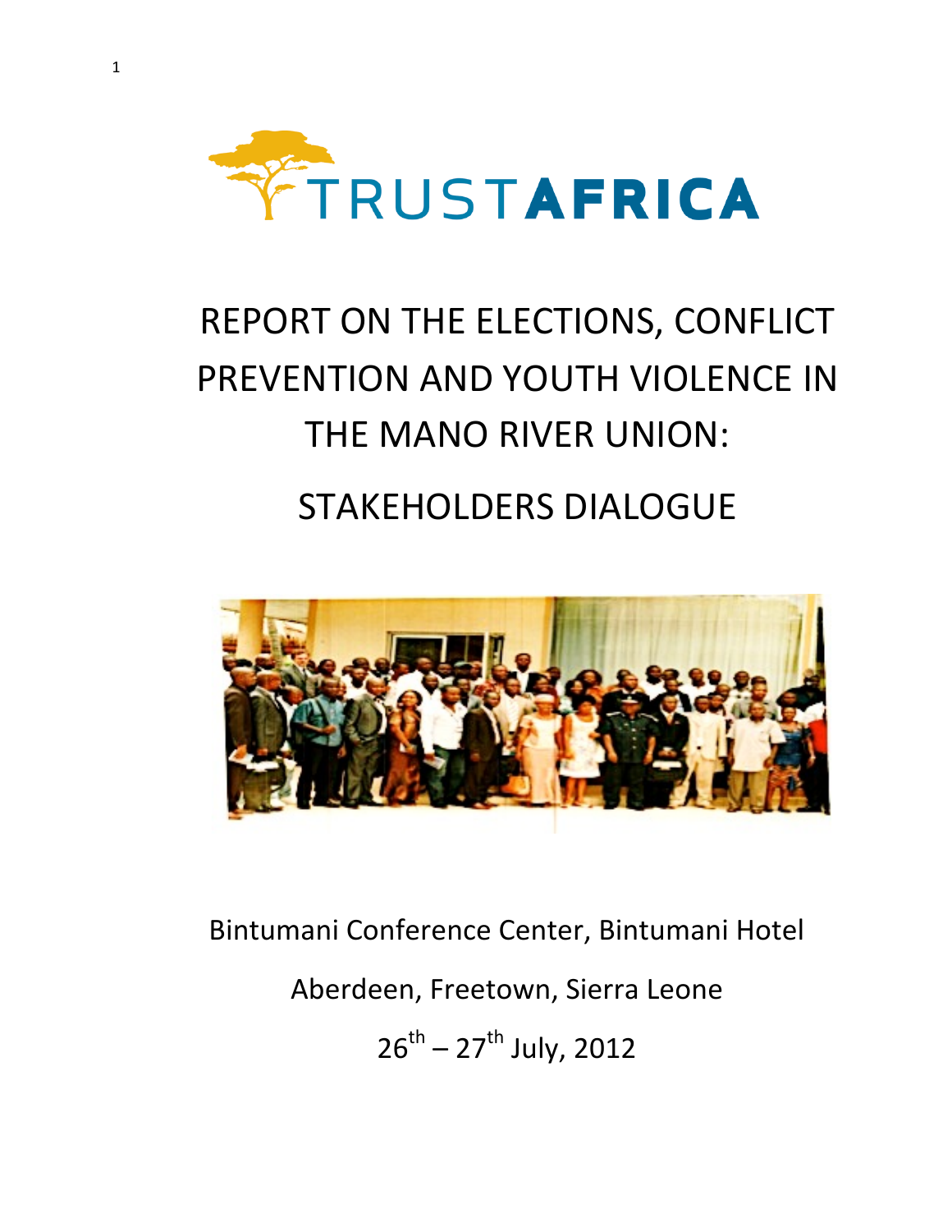TRUSTAFRICA

# REPORT ON THE ELECTIONS, CONFLICT PREVENTION AND YOUTH VIOLENCE IN THE MANO RIVER UNION:

## STAKEHOLDERS DIALOGUE

Bintumani Conference Center, Bintumani Hotel

Aberdeen, Freetown, Sierra Leone

26th – 27th July, 2012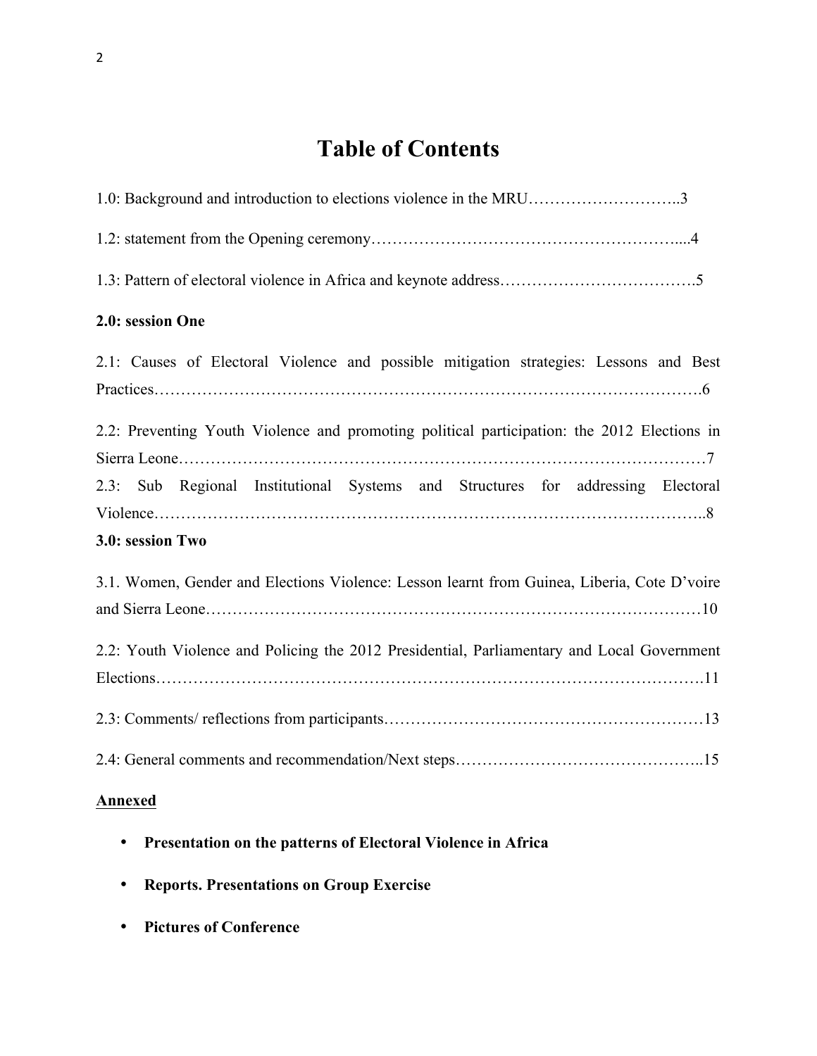# Table of Contents

1.0: Background and introduction to elections violence in the MRU………………………..3

1.2: statement from the Opening ceremony…………………………………………………....4

1.3: Pattern of electoral violence in Africa and keynote address……………………………….5

**2.0: session One**

2.1: Causes of Electoral Violence and possible mitigation strategies: Lessons and Best Practices……………………………………………………………………………………….6

2.2: Preventing Youth Violence and promoting political participation: the 2012 Elections in Sierra Leone……………………………………………………………………………………7

2.3: Sub Regional Institutional Systems and Structures for addressing Electoral Violence……………………………………………………………………………………..8

**3.0: session Two**

3.1. Women, Gender and Elections Violence: Lesson learnt from Guinea, Liberia, Cote D'voire and Sierra Leone………………………………………………………………………………10

2.2: Youth Violence and Policing the 2012 Presidential, Parliamentary and Local Government Elections……………………………………………………………………………………….11

2.3: Comments/ reflections from participants…………………………………………………13

2.4: General comments and recommendation/Next steps……………………………………..15

**Annexed**

- **Presentation on the patterns of Electoral Violence in Africa**
- **Reports. Presentations on Group Exercise**
- **Pictures of Conference**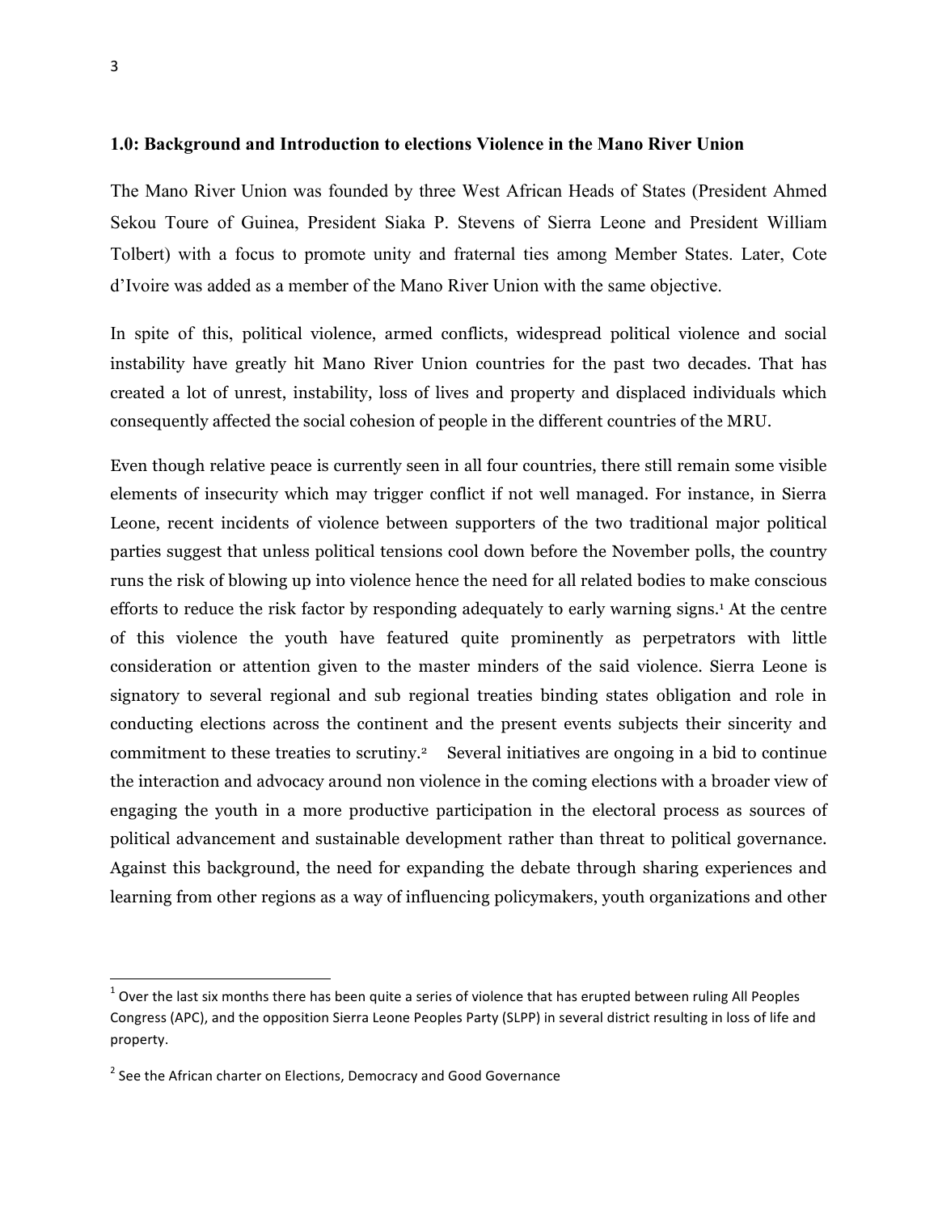### 1.0: Background and Introduction to elections Violence in the Mano River Union

The Mano River Union was founded by three West African Heads of States (President Ahmed Sekou Toure of Guinea, President Siaka P. Stevens of Sierra Leone and President William Tolbert) with a focus to promote unity and fraternal ties among Member States. Later, Cote d'Ivoire was added as a member of the Mano River Union with the same objective.

In spite of this, political violence, armed conflicts, widespread political violence and social instability have greatly hit Mano River Union countries for the past two decades. That has created a lot of unrest, instability, loss of lives and property and displaced individuals which consequently affected the social cohesion of people in the different countries of the MRU.

Even though relative peace is currently seen in all four countries, there still remain some visible elements of insecurity which may trigger conflict if not well managed. For instance, in Sierra Leone, recent incidents of violence between supporters of the two traditional major political parties suggest that unless political tensions cool down before the November polls, the country runs the risk of blowing up into violence hence the need for all related bodies to make conscious efforts to reduce the risk factor by responding adequately to early warning signs.[1] At the centre of this violence the youth have featured quite prominently as perpetrators with little consideration or attention given to the master minders of the said violence. Sierra Leone is signatory to several regional and sub regional treaties binding states obligation and role in conducting elections across the continent and the present events subjects their sincerity and commitment to these treaties to scrutiny.[2] Several initiatives are ongoing in a bid to continue the interaction and advocacy around non violence in the coming elections with a broader view of engaging the youth in a more productive participation in the electoral process as sources of political advancement and sustainable development rather than threat to political governance. Against this background, the need for expanding the debate through sharing experiences and learning from other regions as a way of influencing policymakers, youth organizations and other

---

[1] Over the last six months there has been quite a series of violence that has erupted between ruling All Peoples Congress (APC), and the opposition Sierra Leone Peoples Party (SLPP) in several district resulting in loss of life and property.

[2] See the African charter on Elections, Democracy and Good Governance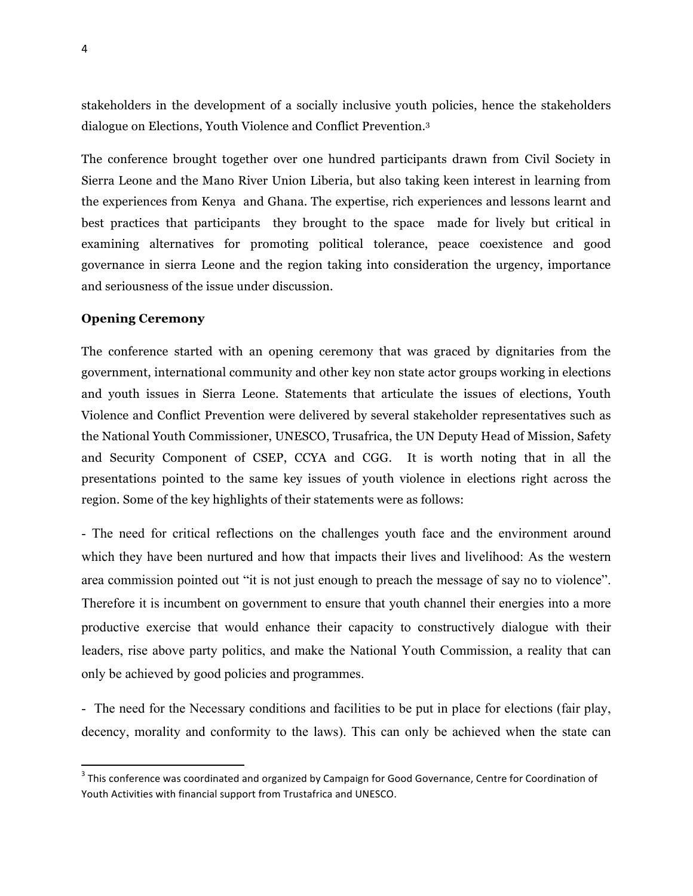stakeholders in the development of a socially inclusive youth policies, hence the stakeholders dialogue on Elections, Youth Violence and Conflict Prevention.[3]

The conference brought together over one hundred participants drawn from Civil Society in Sierra Leone and the Mano River Union Liberia, but also taking keen interest in learning from the experiences from Kenya and Ghana. The expertise, rich experiences and lessons learnt and best practices that participants they brought to the space made for lively but critical in examining alternatives for promoting political tolerance, peace coexistence and good governance in sierra Leone and the region taking into consideration the urgency, importance and seriousness of the issue under discussion.

**Opening Ceremony**

The conference started with an opening ceremony that was graced by dignitaries from the government, international community and other key non state actor groups working in elections and youth issues in Sierra Leone. Statements that articulate the issues of elections, Youth Violence and Conflict Prevention were delivered by several stakeholder representatives such as the National Youth Commissioner, UNESCO, Trusafrica, the UN Deputy Head of Mission, Safety and Security Component of CSEP, CCYA and CGG. It is worth noting that in all the presentations pointed to the same key issues of youth violence in elections right across the region. Some of the key highlights of their statements were as follows:

- The need for critical reflections on the challenges youth face and the environment around which they have been nurtured and how that impacts their lives and livelihood: As the western area commission pointed out "it is not just enough to preach the message of say no to violence". Therefore it is incumbent on government to ensure that youth channel their energies into a more productive exercise that would enhance their capacity to constructively dialogue with their leaders, rise above party politics, and make the National Youth Commission, a reality that can only be achieved by good policies and programmes.

- The need for the Necessary conditions and facilities to be put in place for elections (fair play, decency, morality and conformity to the laws). This can only be achieved when the state can

[3] This conference was coordinated and organized by Campaign for Good Governance, Centre for Coordination of Youth Activities with financial support from Trustafrica and UNESCO.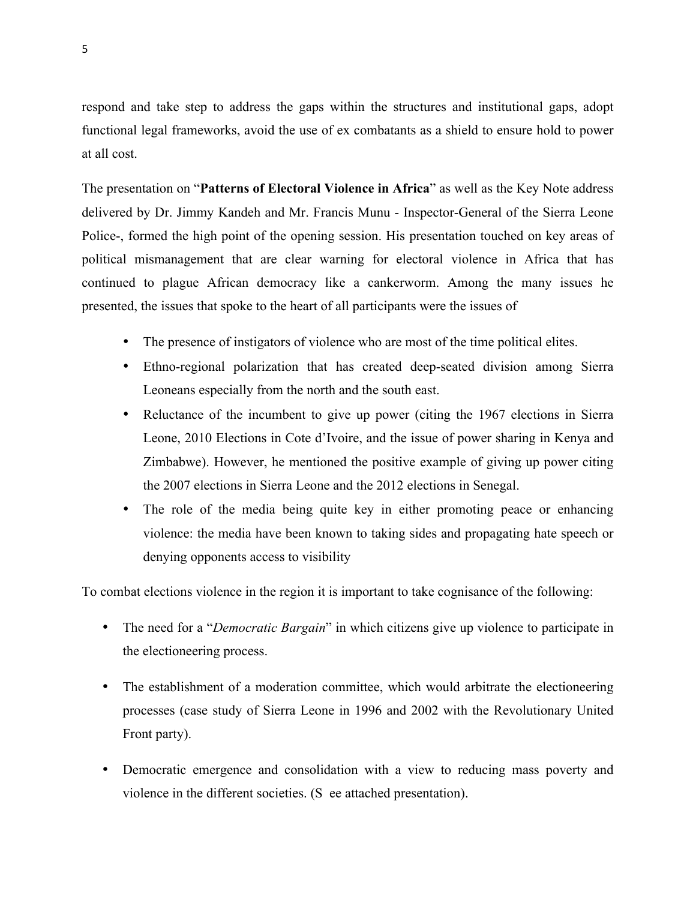respond and take step to address the gaps within the structures and institutional gaps, adopt functional legal frameworks, avoid the use of ex combatants as a shield to ensure hold to power at all cost.

The presentation on "**Patterns of Electoral Violence in Africa**" as well as the Key Note address delivered by Dr. Jimmy Kandeh and Mr. Francis Munu - Inspector-General of the Sierra Leone Police-, formed the high point of the opening session. His presentation touched on key areas of political mismanagement that are clear warning for electoral violence in Africa that has continued to plague African democracy like a cankerworm. Among the many issues he presented, the issues that spoke to the heart of all participants were the issues of

- The presence of instigators of violence who are most of the time political elites.
- Ethno-regional polarization that has created deep-seated division among Sierra Leoneans especially from the north and the south east.
- Reluctance of the incumbent to give up power (citing the 1967 elections in Sierra Leone, 2010 Elections in Cote d'Ivoire, and the issue of power sharing in Kenya and Zimbabwe). However, he mentioned the positive example of giving up power citing the 2007 elections in Sierra Leone and the 2012 elections in Senegal.
- The role of the media being quite key in either promoting peace or enhancing violence: the media have been known to taking sides and propagating hate speech or denying opponents access to visibility

To combat elections violence in the region it is important to take cognisance of the following:

- The need for a "*Democratic Bargain*" in which citizens give up violence to participate in the electioneering process.
- The establishment of a moderation committee, which would arbitrate the electioneering processes (case study of Sierra Leone in 1996 and 2002 with the Revolutionary United Front party).
- Democratic emergence and consolidation with a view to reducing mass poverty and violence in the different societies. (S ee attached presentation).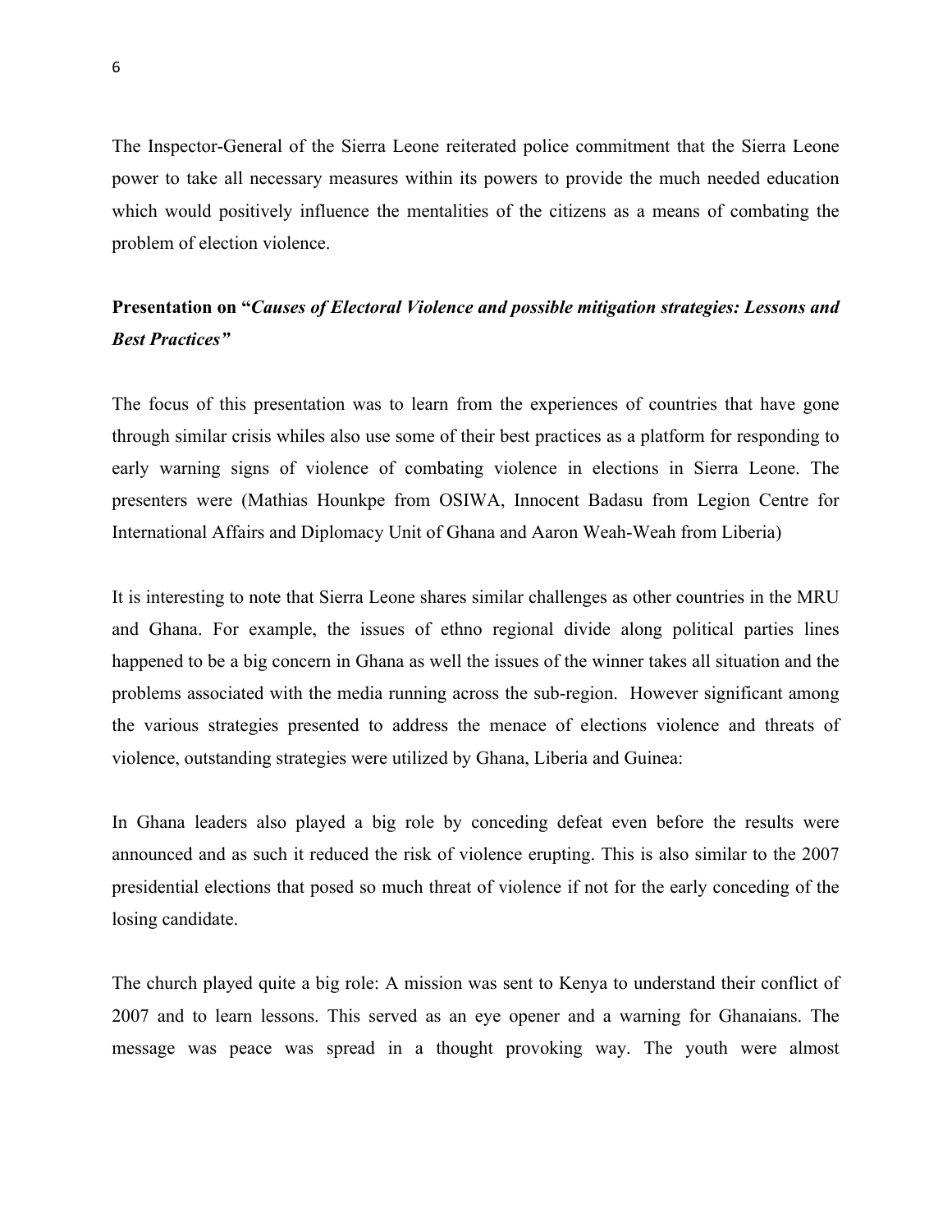The Inspector-General of the Sierra Leone reiterated police commitment that the Sierra Leone power to take all necessary measures within its powers to provide the much needed education which would positively influence the mentalities of the citizens as a means of combating the problem of election violence.

**Presentation on "*Causes of Electoral Violence and possible mitigation strategies: Lessons and Best Practices"***

The focus of this presentation was to learn from the experiences of countries that have gone through similar crisis whiles also use some of their best practices as a platform for responding to early warning signs of violence of combating violence in elections in Sierra Leone. The presenters were (Mathias Hounkpe from OSIWA, Innocent Badasu from Legion Centre for International Affairs and Diplomacy Unit of Ghana and Aaron Weah-Weah from Liberia)

It is interesting to note that Sierra Leone shares similar challenges as other countries in the MRU and Ghana. For example, the issues of ethno regional divide along political parties lines happened to be a big concern in Ghana as well the issues of the winner takes all situation and the problems associated with the media running across the sub-region. However significant among the various strategies presented to address the menace of elections violence and threats of violence, outstanding strategies were utilized by Ghana, Liberia and Guinea:

In Ghana leaders also played a big role by conceding defeat even before the results were announced and as such it reduced the risk of violence erupting. This is also similar to the 2007 presidential elections that posed so much threat of violence if not for the early conceding of the losing candidate.

The church played quite a big role: A mission was sent to Kenya to understand their conflict of 2007 and to learn lessons. This served as an eye opener and a warning for Ghanaians. The message was peace was spread in a thought provoking way. The youth were almost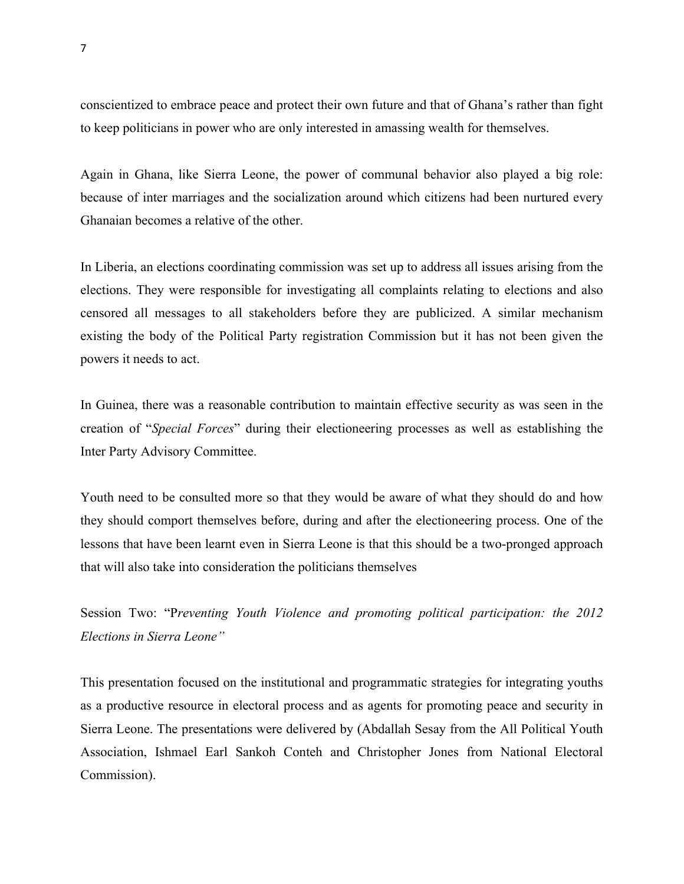conscientized to embrace peace and protect their own future and that of Ghana's rather than fight to keep politicians in power who are only interested in amassing wealth for themselves.

Again in Ghana, like Sierra Leone, the power of communal behavior also played a big role: because of inter marriages and the socialization around which citizens had been nurtured every Ghanaian becomes a relative of the other.

In Liberia, an elections coordinating commission was set up to address all issues arising from the elections. They were responsible for investigating all complaints relating to elections and also censored all messages to all stakeholders before they are publicized. A similar mechanism existing the body of the Political Party registration Commission but it has not been given the powers it needs to act.

In Guinea, there was a reasonable contribution to maintain effective security as was seen in the creation of "*Special Forces*" during their electioneering processes as well as establishing the Inter Party Advisory Committee.

Youth need to be consulted more so that they would be aware of what they should do and how they should comport themselves before, during and after the electioneering process. One of the lessons that have been learnt even in Sierra Leone is that this should be a two-pronged approach that will also take into consideration the politicians themselves

Session Two: "P*reventing Youth Violence and promoting political participation: the 2012 Elections in Sierra Leone"*

This presentation focused on the institutional and programmatic strategies for integrating youths as a productive resource in electoral process and as agents for promoting peace and security in Sierra Leone. The presentations were delivered by (Abdallah Sesay from the All Political Youth Association, Ishmael Earl Sankoh Conteh and Christopher Jones from National Electoral Commission).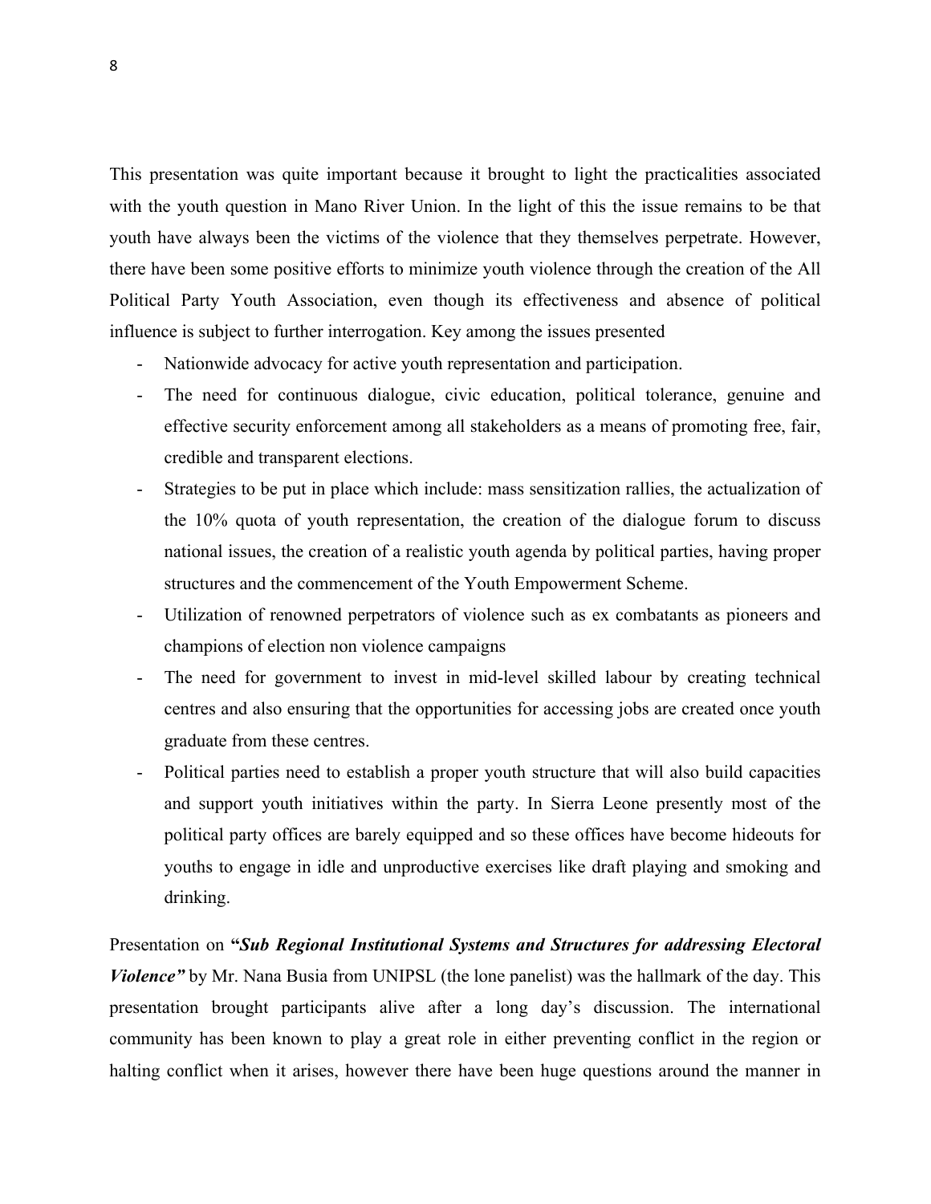This presentation was quite important because it brought to light the practicalities associated with the youth question in Mano River Union. In the light of this the issue remains to be that youth have always been the victims of the violence that they themselves perpetrate. However, there have been some positive efforts to minimize youth violence through the creation of the All Political Party Youth Association, even though its effectiveness and absence of political influence is subject to further interrogation. Key among the issues presented

- Nationwide advocacy for active youth representation and participation.
- The need for continuous dialogue, civic education, political tolerance, genuine and effective security enforcement among all stakeholders as a means of promoting free, fair, credible and transparent elections.
- Strategies to be put in place which include: mass sensitization rallies, the actualization of the 10% quota of youth representation, the creation of the dialogue forum to discuss national issues, the creation of a realistic youth agenda by political parties, having proper structures and the commencement of the Youth Empowerment Scheme.
- Utilization of renowned perpetrators of violence such as ex combatants as pioneers and champions of election non violence campaigns
- The need for government to invest in mid-level skilled labour by creating technical centres and also ensuring that the opportunities for accessing jobs are created once youth graduate from these centres.
- Political parties need to establish a proper youth structure that will also build capacities and support youth initiatives within the party. In Sierra Leone presently most of the political party offices are barely equipped and so these offices have become hideouts for youths to engage in idle and unproductive exercises like draft playing and smoking and drinking.

Presentation on **"*Sub Regional Institutional Systems and Structures for addressing Electoral Violence*"** by Mr. Nana Busia from UNIPSL (the lone panelist) was the hallmark of the day. This presentation brought participants alive after a long day's discussion. The international community has been known to play a great role in either preventing conflict in the region or halting conflict when it arises, however there have been huge questions around the manner in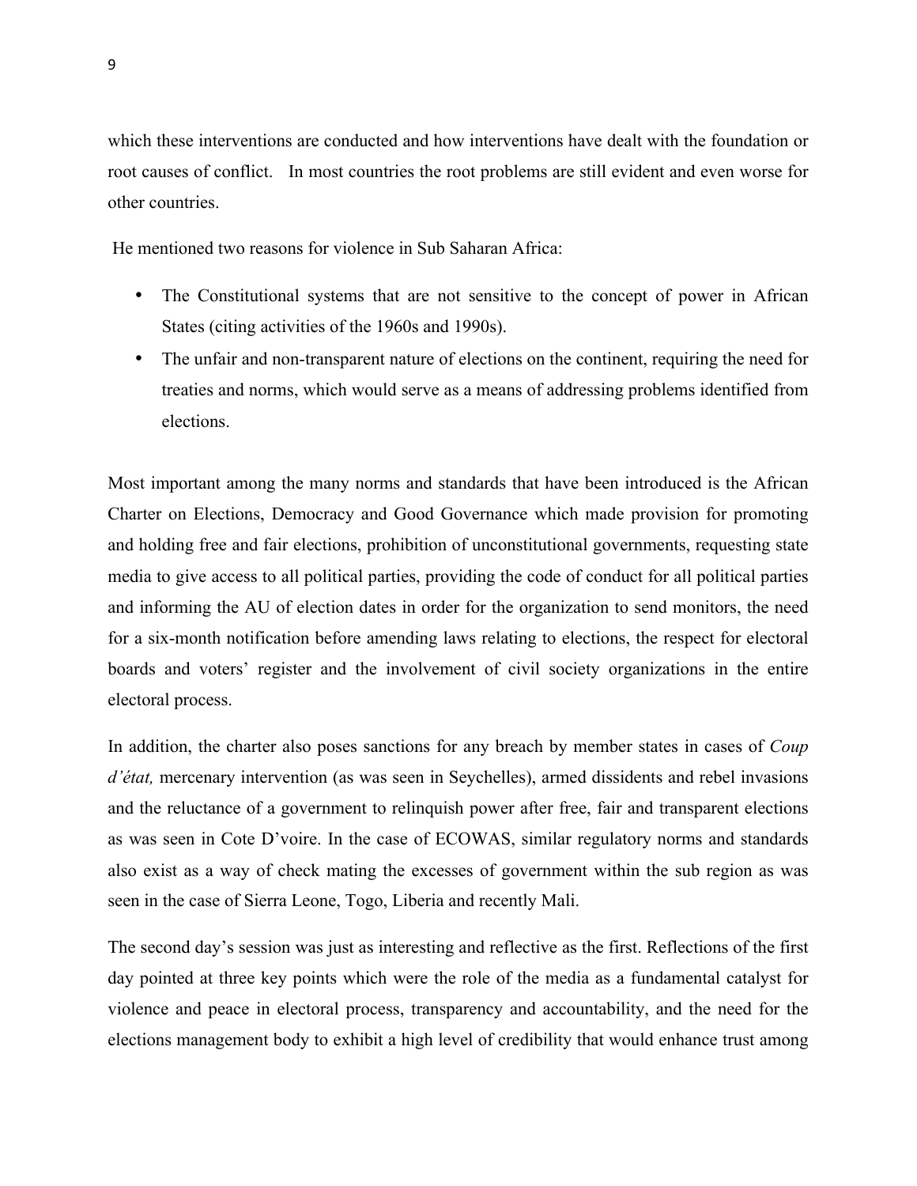which these interventions are conducted and how interventions have dealt with the foundation or root causes of conflict. In most countries the root problems are still evident and even worse for other countries.

He mentioned two reasons for violence in Sub Saharan Africa:

- The Constitutional systems that are not sensitive to the concept of power in African States (citing activities of the 1960s and 1990s).
- The unfair and non-transparent nature of elections on the continent, requiring the need for treaties and norms, which would serve as a means of addressing problems identified from elections.

Most important among the many norms and standards that have been introduced is the African Charter on Elections, Democracy and Good Governance which made provision for promoting and holding free and fair elections, prohibition of unconstitutional governments, requesting state media to give access to all political parties, providing the code of conduct for all political parties and informing the AU of election dates in order for the organization to send monitors, the need for a six-month notification before amending laws relating to elections, the respect for electoral boards and voters' register and the involvement of civil society organizations in the entire electoral process.

In addition, the charter also poses sanctions for any breach by member states in cases of *Coup d'état,* mercenary intervention (as was seen in Seychelles), armed dissidents and rebel invasions and the reluctance of a government to relinquish power after free, fair and transparent elections as was seen in Cote D'voire. In the case of ECOWAS, similar regulatory norms and standards also exist as a way of check mating the excesses of government within the sub region as was seen in the case of Sierra Leone, Togo, Liberia and recently Mali.

The second day's session was just as interesting and reflective as the first. Reflections of the first day pointed at three key points which were the role of the media as a fundamental catalyst for violence and peace in electoral process, transparency and accountability, and the need for the elections management body to exhibit a high level of credibility that would enhance trust among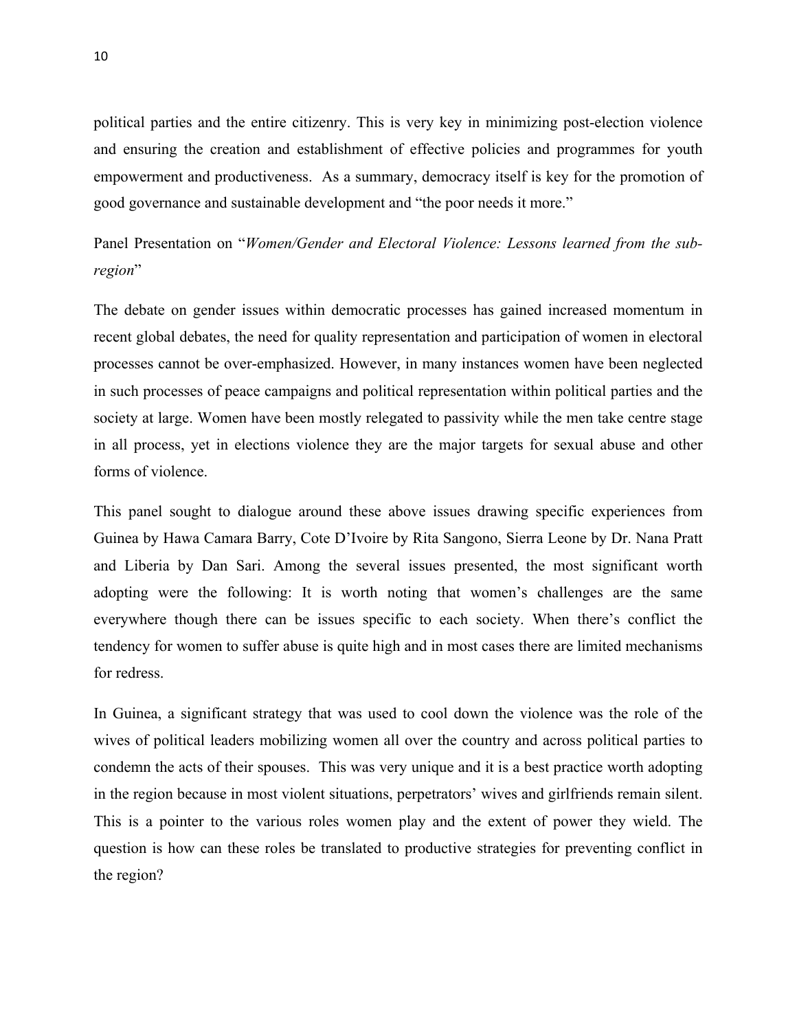political parties and the entire citizenry. This is very key in minimizing post-election violence and ensuring the creation and establishment of effective policies and programmes for youth empowerment and productiveness. As a summary, democracy itself is key for the promotion of good governance and sustainable development and "the poor needs it more."

Panel Presentation on "*Women/Gender and Electoral Violence: Lessons learned from the sub-region*"

The debate on gender issues within democratic processes has gained increased momentum in recent global debates, the need for quality representation and participation of women in electoral processes cannot be over-emphasized. However, in many instances women have been neglected in such processes of peace campaigns and political representation within political parties and the society at large. Women have been mostly relegated to passivity while the men take centre stage in all process, yet in elections violence they are the major targets for sexual abuse and other forms of violence.

This panel sought to dialogue around these above issues drawing specific experiences from Guinea by Hawa Camara Barry, Cote D'Ivoire by Rita Sangono, Sierra Leone by Dr. Nana Pratt and Liberia by Dan Sari. Among the several issues presented, the most significant worth adopting were the following: It is worth noting that women's challenges are the same everywhere though there can be issues specific to each society. When there's conflict the tendency for women to suffer abuse is quite high and in most cases there are limited mechanisms for redress.

In Guinea, a significant strategy that was used to cool down the violence was the role of the wives of political leaders mobilizing women all over the country and across political parties to condemn the acts of their spouses. This was very unique and it is a best practice worth adopting in the region because in most violent situations, perpetrators' wives and girlfriends remain silent. This is a pointer to the various roles women play and the extent of power they wield. The question is how can these roles be translated to productive strategies for preventing conflict in the region?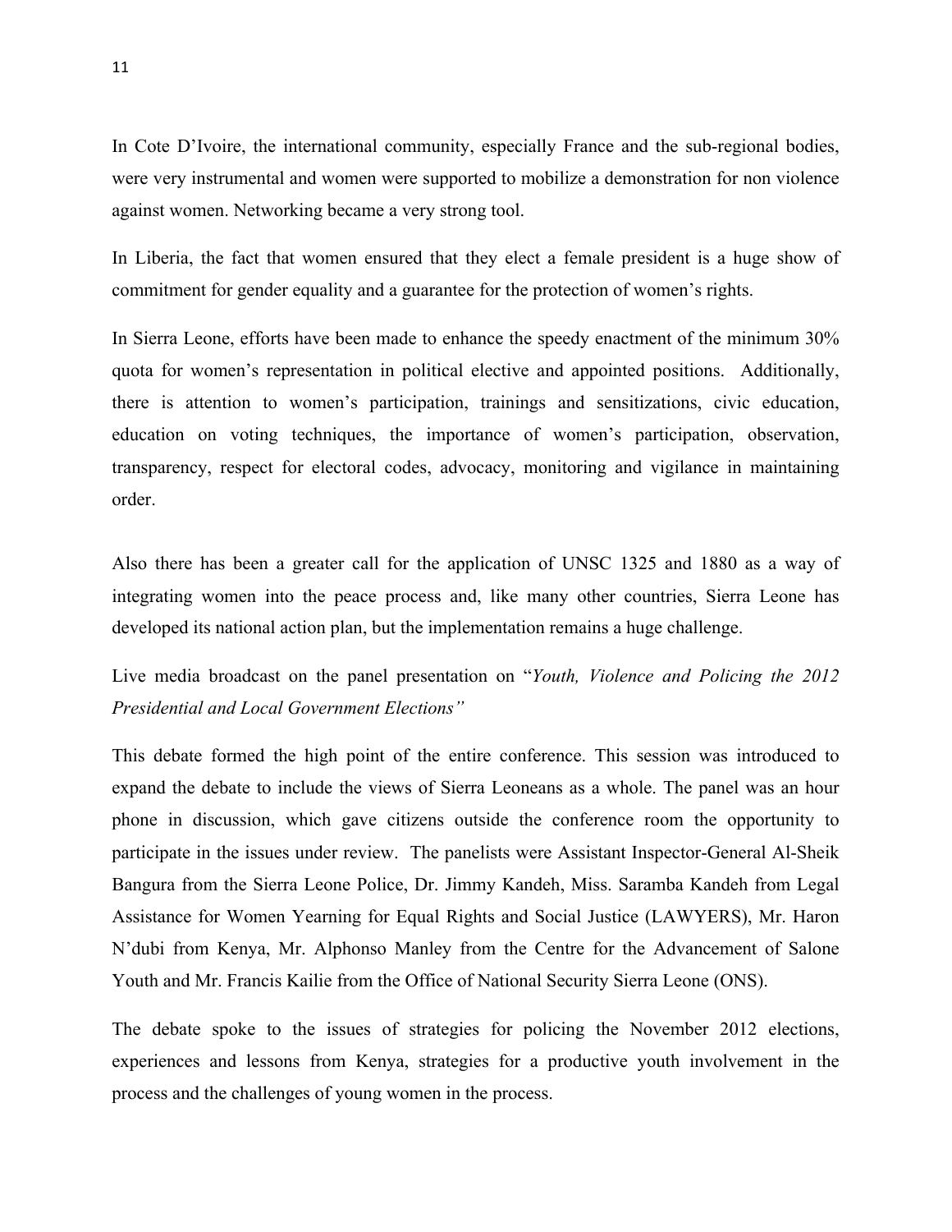In Cote D'Ivoire, the international community, especially France and the sub-regional bodies, were very instrumental and women were supported to mobilize a demonstration for non violence against women. Networking became a very strong tool.

In Liberia, the fact that women ensured that they elect a female president is a huge show of commitment for gender equality and a guarantee for the protection of women's rights.

In Sierra Leone, efforts have been made to enhance the speedy enactment of the minimum 30% quota for women's representation in political elective and appointed positions. Additionally, there is attention to women's participation, trainings and sensitizations, civic education, education on voting techniques, the importance of women's participation, observation, transparency, respect for electoral codes, advocacy, monitoring and vigilance in maintaining order.

Also there has been a greater call for the application of UNSC 1325 and 1880 as a way of integrating women into the peace process and, like many other countries, Sierra Leone has developed its national action plan, but the implementation remains a huge challenge.

Live media broadcast on the panel presentation on "*Youth, Violence and Policing the 2012 Presidential and Local Government Elections"*

This debate formed the high point of the entire conference. This session was introduced to expand the debate to include the views of Sierra Leoneans as a whole. The panel was an hour phone in discussion, which gave citizens outside the conference room the opportunity to participate in the issues under review. The panelists were Assistant Inspector-General Al-Sheik Bangura from the Sierra Leone Police, Dr. Jimmy Kandeh, Miss. Saramba Kandeh from Legal Assistance for Women Yearning for Equal Rights and Social Justice (LAWYERS), Mr. Haron N'dubi from Kenya, Mr. Alphonso Manley from the Centre for the Advancement of Salone Youth and Mr. Francis Kailie from the Office of National Security Sierra Leone (ONS).

The debate spoke to the issues of strategies for policing the November 2012 elections, experiences and lessons from Kenya, strategies for a productive youth involvement in the process and the challenges of young women in the process.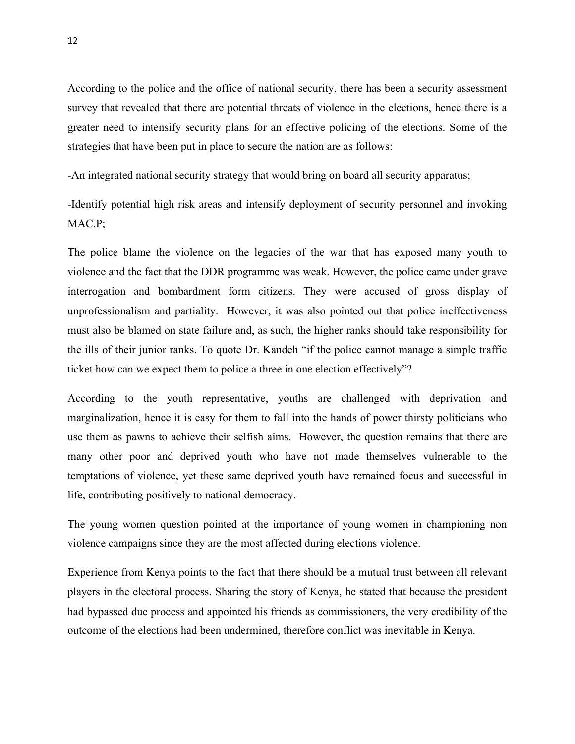According to the police and the office of national security, there has been a security assessment survey that revealed that there are potential threats of violence in the elections, hence there is a greater need to intensify security plans for an effective policing of the elections. Some of the strategies that have been put in place to secure the nation are as follows:

-An integrated national security strategy that would bring on board all security apparatus;

-Identify potential high risk areas and intensify deployment of security personnel and invoking MAC.P;

The police blame the violence on the legacies of the war that has exposed many youth to violence and the fact that the DDR programme was weak. However, the police came under grave interrogation and bombardment form citizens. They were accused of gross display of unprofessionalism and partiality. However, it was also pointed out that police ineffectiveness must also be blamed on state failure and, as such, the higher ranks should take responsibility for the ills of their junior ranks. To quote Dr. Kandeh "if the police cannot manage a simple traffic ticket how can we expect them to police a three in one election effectively"?

According to the youth representative, youths are challenged with deprivation and marginalization, hence it is easy for them to fall into the hands of power thirsty politicians who use them as pawns to achieve their selfish aims. However, the question remains that there are many other poor and deprived youth who have not made themselves vulnerable to the temptations of violence, yet these same deprived youth have remained focus and successful in life, contributing positively to national democracy.

The young women question pointed at the importance of young women in championing non violence campaigns since they are the most affected during elections violence.

Experience from Kenya points to the fact that there should be a mutual trust between all relevant players in the electoral process. Sharing the story of Kenya, he stated that because the president had bypassed due process and appointed his friends as commissioners, the very credibility of the outcome of the elections had been undermined, therefore conflict was inevitable in Kenya.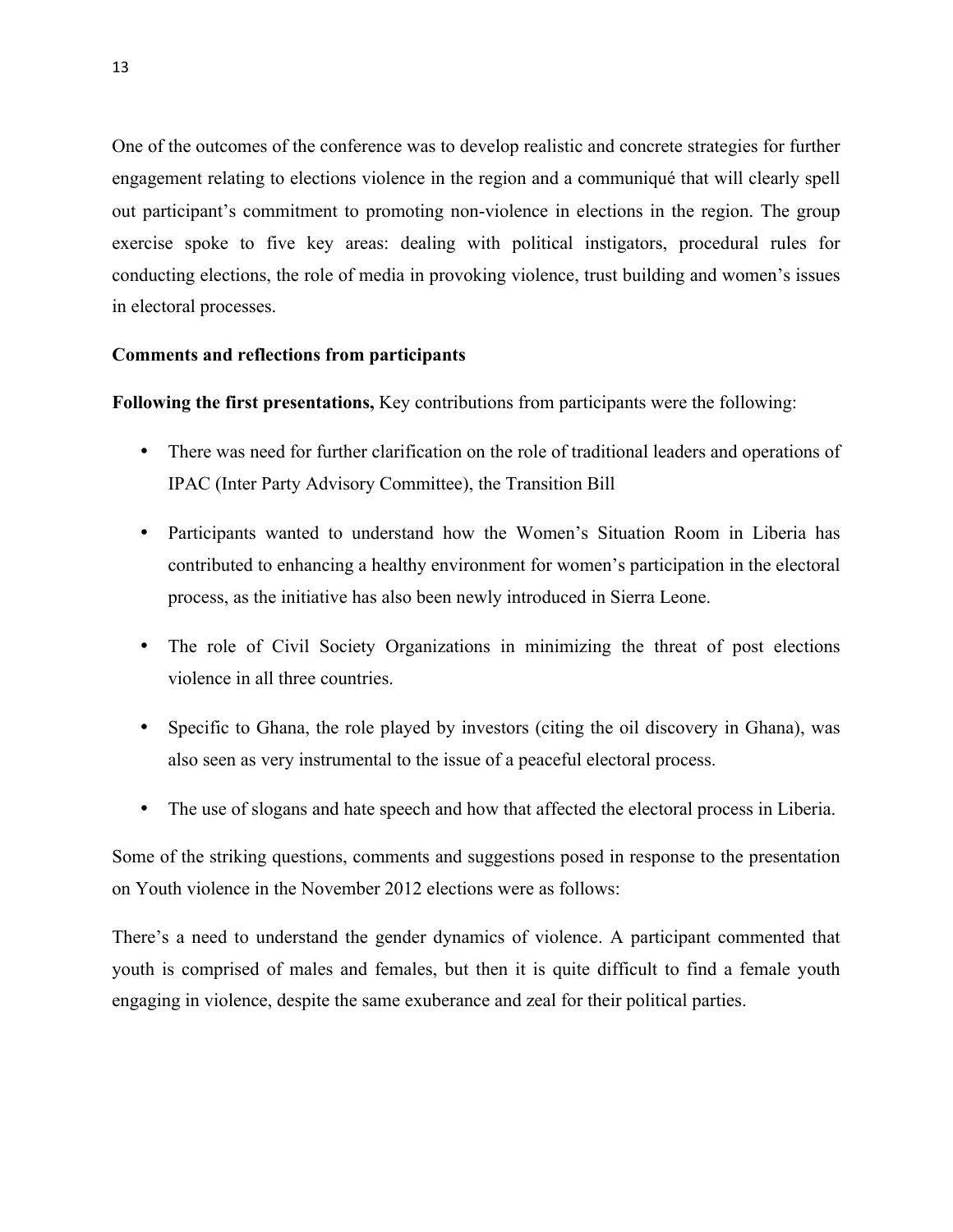One of the outcomes of the conference was to develop realistic and concrete strategies for further engagement relating to elections violence in the region and a communiqué that will clearly spell out participant's commitment to promoting non-violence in elections in the region. The group exercise spoke to five key areas: dealing with political instigators, procedural rules for conducting elections, the role of media in provoking violence, trust building and women's issues in electoral processes.

**Comments and reflections from participants**

**Following the first presentations,** Key contributions from participants were the following:

- There was need for further clarification on the role of traditional leaders and operations of IPAC (Inter Party Advisory Committee), the Transition Bill
- Participants wanted to understand how the Women's Situation Room in Liberia has contributed to enhancing a healthy environment for women's participation in the electoral process, as the initiative has also been newly introduced in Sierra Leone.
- The role of Civil Society Organizations in minimizing the threat of post elections violence in all three countries.
- Specific to Ghana, the role played by investors (citing the oil discovery in Ghana), was also seen as very instrumental to the issue of a peaceful electoral process.
- The use of slogans and hate speech and how that affected the electoral process in Liberia.

Some of the striking questions, comments and suggestions posed in response to the presentation on Youth violence in the November 2012 elections were as follows:

There's a need to understand the gender dynamics of violence. A participant commented that youth is comprised of males and females, but then it is quite difficult to find a female youth engaging in violence, despite the same exuberance and zeal for their political parties.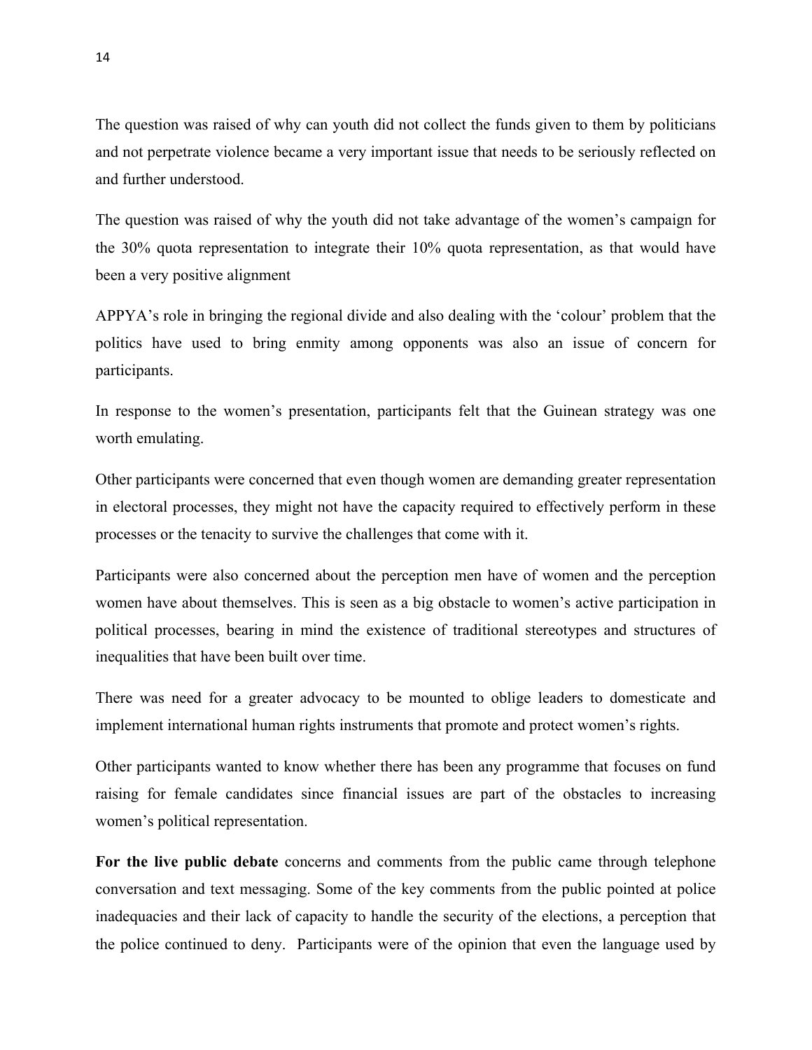The question was raised of why can youth did not collect the funds given to them by politicians and not perpetrate violence became a very important issue that needs to be seriously reflected on and further understood.

The question was raised of why the youth did not take advantage of the women's campaign for the 30% quota representation to integrate their 10% quota representation, as that would have been a very positive alignment

APPYA's role in bringing the regional divide and also dealing with the 'colour' problem that the politics have used to bring enmity among opponents was also an issue of concern for participants.

In response to the women's presentation, participants felt that the Guinean strategy was one worth emulating.

Other participants were concerned that even though women are demanding greater representation in electoral processes, they might not have the capacity required to effectively perform in these processes or the tenacity to survive the challenges that come with it.

Participants were also concerned about the perception men have of women and the perception women have about themselves. This is seen as a big obstacle to women's active participation in political processes, bearing in mind the existence of traditional stereotypes and structures of inequalities that have been built over time.

There was need for a greater advocacy to be mounted to oblige leaders to domesticate and implement international human rights instruments that promote and protect women's rights.

Other participants wanted to know whether there has been any programme that focuses on fund raising for female candidates since financial issues are part of the obstacles to increasing women's political representation.

**For the live public debate** concerns and comments from the public came through telephone conversation and text messaging. Some of the key comments from the public pointed at police inadequacies and their lack of capacity to handle the security of the elections, a perception that the police continued to deny. Participants were of the opinion that even the language used by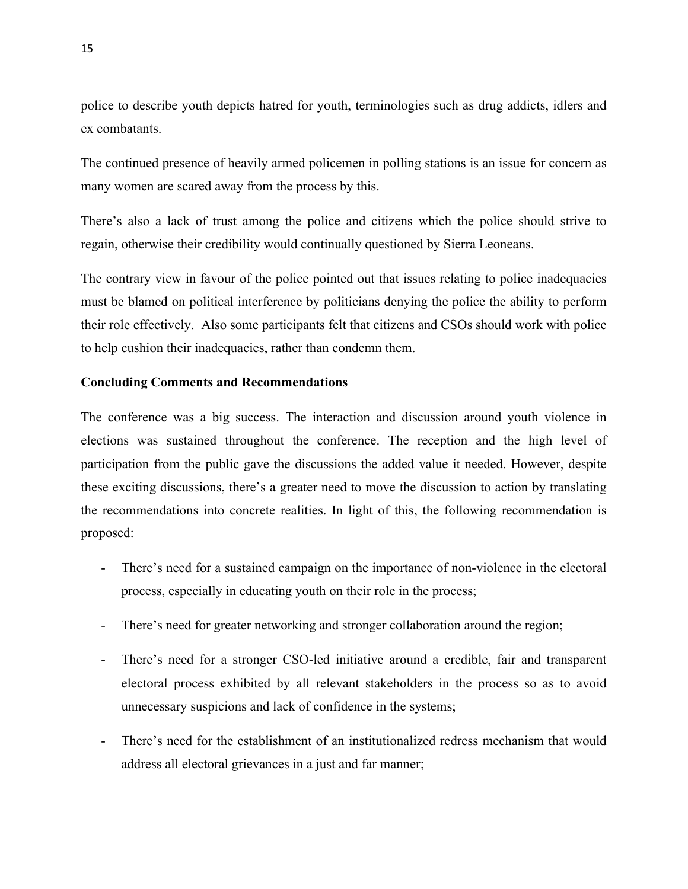police to describe youth depicts hatred for youth, terminologies such as drug addicts, idlers and ex combatants.

The continued presence of heavily armed policemen in polling stations is an issue for concern as many women are scared away from the process by this.

There's also a lack of trust among the police and citizens which the police should strive to regain, otherwise their credibility would continually questioned by Sierra Leoneans.

The contrary view in favour of the police pointed out that issues relating to police inadequacies must be blamed on political interference by politicians denying the police the ability to perform their role effectively. Also some participants felt that citizens and CSOs should work with police to help cushion their inadequacies, rather than condemn them.

**Concluding Comments and Recommendations**

The conference was a big success. The interaction and discussion around youth violence in elections was sustained throughout the conference. The reception and the high level of participation from the public gave the discussions the added value it needed. However, despite these exciting discussions, there's a greater need to move the discussion to action by translating the recommendations into concrete realities. In light of this, the following recommendation is proposed:

- There's need for a sustained campaign on the importance of non-violence in the electoral process, especially in educating youth on their role in the process;
- There's need for greater networking and stronger collaboration around the region;
- There's need for a stronger CSO-led initiative around a credible, fair and transparent electoral process exhibited by all relevant stakeholders in the process so as to avoid unnecessary suspicions and lack of confidence in the systems;
- There's need for the establishment of an institutionalized redress mechanism that would address all electoral grievances in a just and far manner;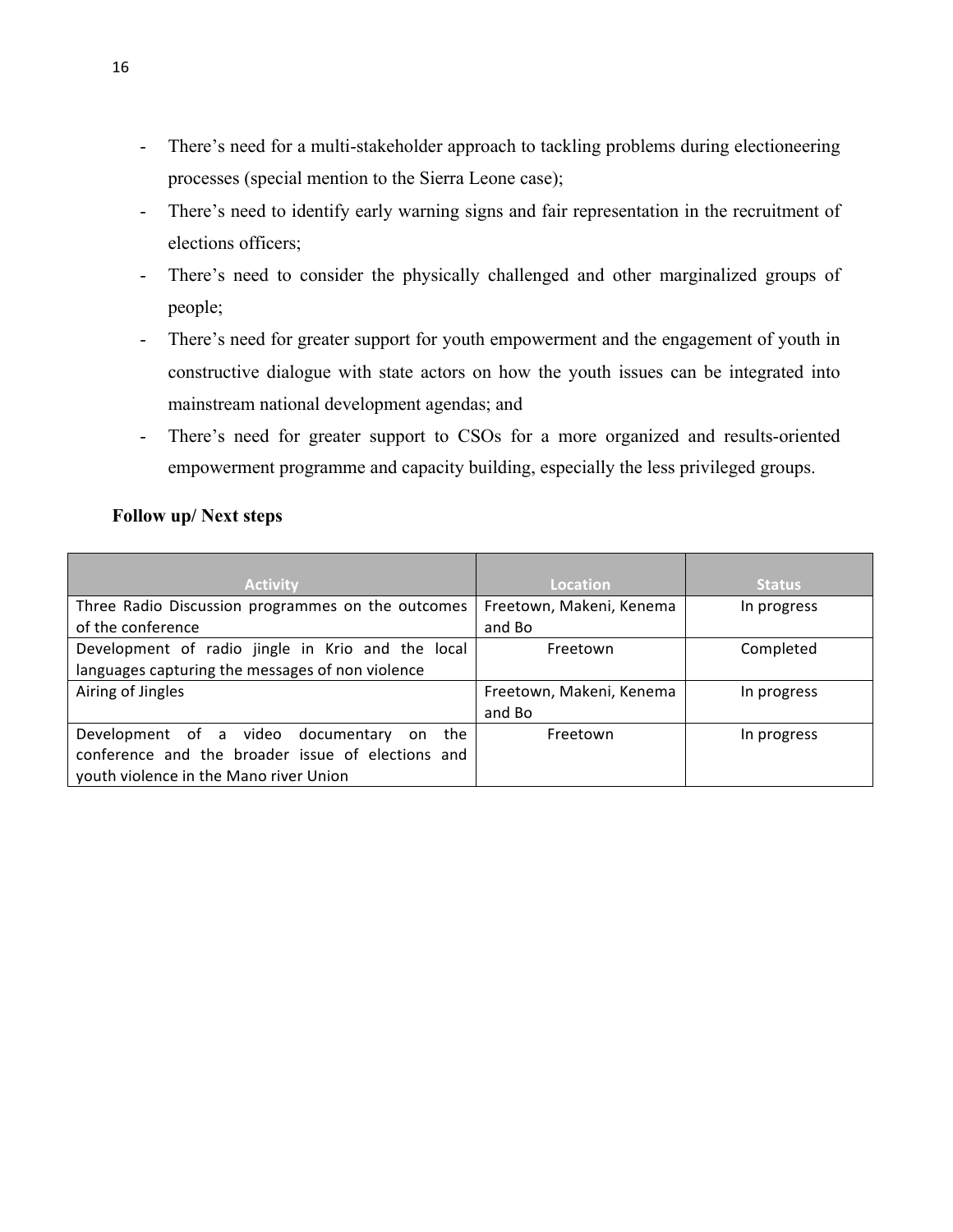- There's need for a multi-stakeholder approach to tackling problems during electioneering processes (special mention to the Sierra Leone case);
- There's need to identify early warning signs and fair representation in the recruitment of elections officers;
- There's need to consider the physically challenged and other marginalized groups of people;
- There's need for greater support for youth empowerment and the engagement of youth in constructive dialogue with state actors on how the youth issues can be integrated into mainstream national development agendas; and
- There's need for greater support to CSOs for a more organized and results-oriented empowerment programme and capacity building, especially the less privileged groups.

**Follow up/ Next steps**

| Activity | Location | Status |
|---|---|---|
| Three Radio Discussion programmes on the outcomes of the conference | Freetown, Makeni, Kenema and Bo | In progress |
| Development of radio jingle in Krio and the local languages capturing the messages of non violence | Freetown | Completed |
| Airing of Jingles | Freetown, Makeni, Kenema and Bo | In progress |
| Development of a video documentary on the conference and the broader issue of elections and youth violence in the Mano river Union | Freetown | In progress |